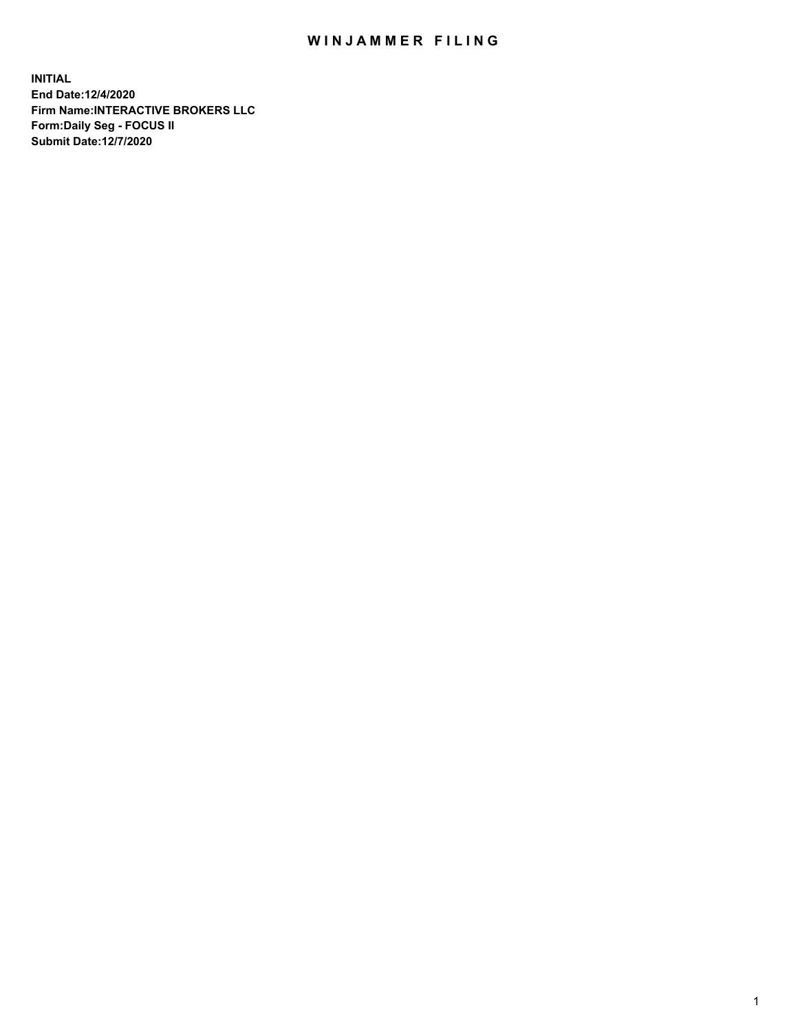# WINJAMMER FILING

**INITIAL**
**End Date:12/4/2020**
**Firm Name:INTERACTIVE BROKERS LLC**
**Form:Daily Seg - FOCUS II**
**Submit Date:12/7/2020**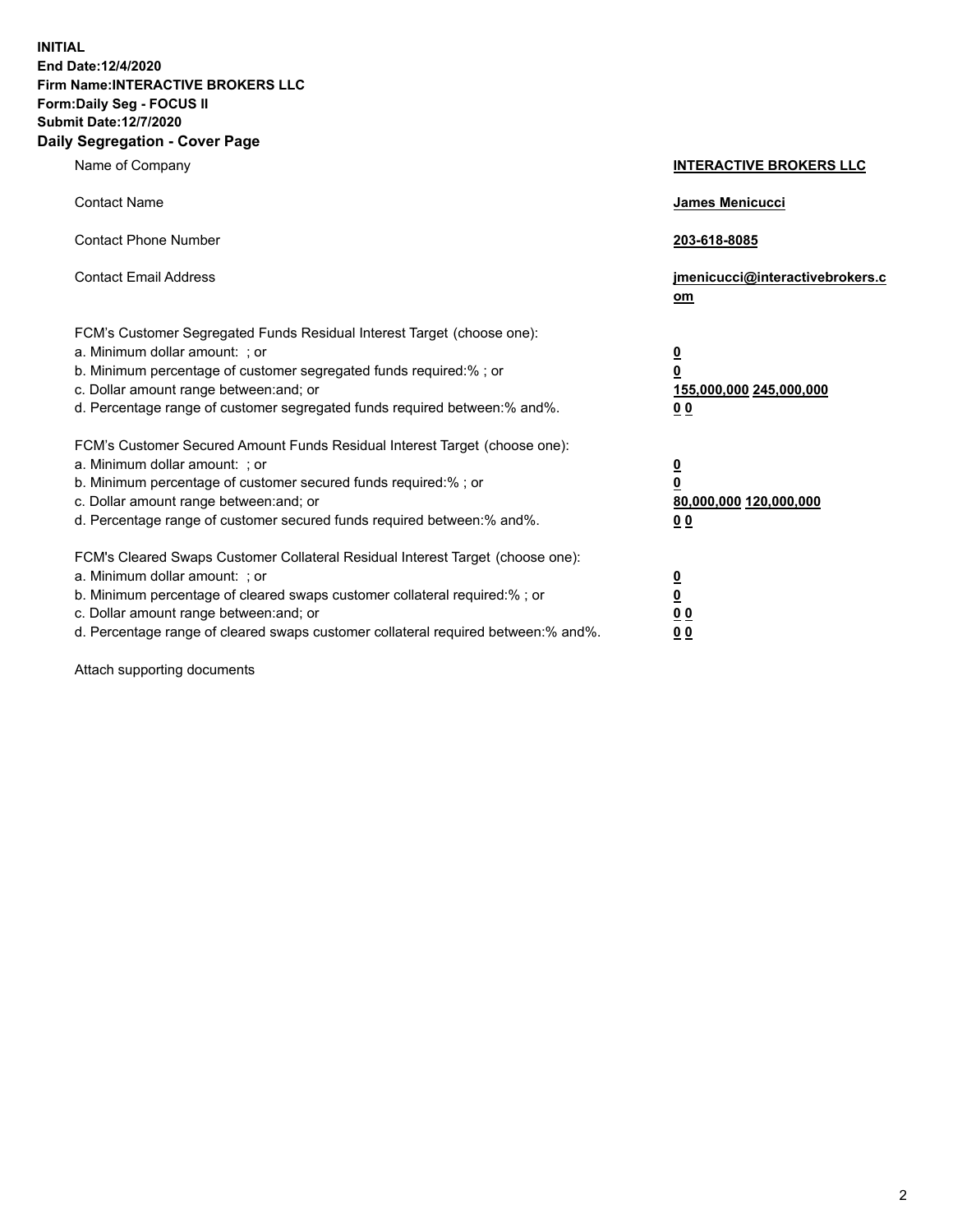**INITIAL**
**End Date:12/4/2020**
**Firm Name:INTERACTIVE BROKERS LLC**
**Form:Daily Seg - FOCUS II**
**Submit Date:12/7/2020**

## Daily Segregation - Cover Page

| | |
|---|---|
| Name of Company | **INTERACTIVE BROKERS LLC** |
| Contact Name | **James Menicucci** |
| Contact Phone Number | **203-618-8085** |
| Contact Email Address | **jmenicucci@interactivebrokers.com** |

FCM's Customer Segregated Funds Residual Interest Target (choose one):

| | |
|---|---|
| a. Minimum dollar amount: ; or | **0** |
| b. Minimum percentage of customer segregated funds required:% ; or | **0** |
| c. Dollar amount range between:and; or | **155,000,000** **245,000,000** |
| d. Percentage range of customer segregated funds required between:% and%. | **0** **0** |

FCM's Customer Secured Amount Funds Residual Interest Target (choose one):

| | |
|---|---|
| a. Minimum dollar amount: ; or | **0** |
| b. Minimum percentage of customer secured funds required:% ; or | **0** |
| c. Dollar amount range between:and; or | **80,000,000** **120,000,000** |
| d. Percentage range of customer secured funds required between:% and%. | **0** **0** |

FCM's Cleared Swaps Customer Collateral Residual Interest Target (choose one):

| | |
|---|---|
| a. Minimum dollar amount: ; or | **0** |
| b. Minimum percentage of cleared swaps customer collateral required:% ; or | **0** |
| c. Dollar amount range between:and; or | **0** **0** |
| d. Percentage range of cleared swaps customer collateral required between:% and%. | **0** **0** |

Attach supporting documents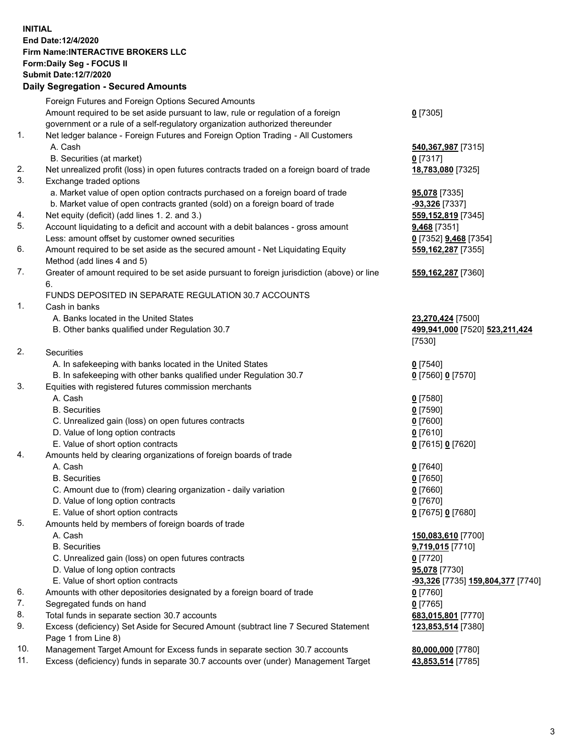**INITIAL**
**End Date:12/4/2020**
**Firm Name:INTERACTIVE BROKERS LLC**
**Form:Daily Seg - FOCUS II**
**Submit Date:12/7/2020**

**Daily Segregation - Secured Amounts**

| | | |
|---|---|---|
| | Foreign Futures and Foreign Options Secured Amounts | |
| | Amount required to be set aside pursuant to law, rule or regulation of a foreign government or a rule of a self-regulatory organization authorized thereunder | **0** [7305] |
| 1. | Net ledger balance - Foreign Futures and Foreign Option Trading - All Customers | |
| | A. Cash | **540,367,987** [7315] |
| | B. Securities (at market) | **0** [7317] |
| 2. | Net unrealized profit (loss) in open futures contracts traded on a foreign board of trade | **18,783,080** [7325] |
| 3. | Exchange traded options | |
| | a. Market value of open option contracts purchased on a foreign board of trade | **95,078** [7335] |
| | b. Market value of open contracts granted (sold) on a foreign board of trade | **-93,326** [7337] |
| 4. | Net equity (deficit) (add lines 1. 2. and 3.) | **559,152,819** [7345] |
| 5. | Account liquidating to a deficit and account with a debit balances - gross amount | **9,468** [7351] |
| | Less: amount offset by customer owned securities | **0** [7352] **9,468** [7354] |
| 6. | Amount required to be set aside as the secured amount - Net Liquidating Equity Method (add lines 4 and 5) | **559,162,287** [7355] |
| 7. | Greater of amount required to be set aside pursuant to foreign jurisdiction (above) or line 6. | **559,162,287** [7360] |
| | FUNDS DEPOSITED IN SEPARATE REGULATION 30.7 ACCOUNTS | |
| 1. | Cash in banks | |
| | A. Banks located in the United States | **23,270,424** [7500] |
| | B. Other banks qualified under Regulation 30.7 | **499,941,000** [7520] **523,211,424** [7530] |
| 2. | Securities | |
| | A. In safekeeping with banks located in the United States | **0** [7540] |
| | B. In safekeeping with other banks qualified under Regulation 30.7 | **0** [7560] **0** [7570] |
| 3. | Equities with registered futures commission merchants | |
| | A. Cash | **0** [7580] |
| | B. Securities | **0** [7590] |
| | C. Unrealized gain (loss) on open futures contracts | **0** [7600] |
| | D. Value of long option contracts | **0** [7610] |
| | E. Value of short option contracts | **0** [7615] **0** [7620] |
| 4. | Amounts held by clearing organizations of foreign boards of trade | |
| | A. Cash | **0** [7640] |
| | B. Securities | **0** [7650] |
| | C. Amount due to (from) clearing organization - daily variation | **0** [7660] |
| | D. Value of long option contracts | **0** [7670] |
| | E. Value of short option contracts | **0** [7675] **0** [7680] |
| 5. | Amounts held by members of foreign boards of trade | |
| | A. Cash | **150,083,610** [7700] |
| | B. Securities | **9,719,015** [7710] |
| | C. Unrealized gain (loss) on open futures contracts | **0** [7720] |
| | D. Value of long option contracts | **95,078** [7730] |
| | E. Value of short option contracts | **-93,326** [7735] **159,804,377** [7740] |
| 6. | Amounts with other depositories designated by a foreign board of trade | **0** [7760] |
| 7. | Segregated funds on hand | **0** [7765] |
| 8. | Total funds in separate section 30.7 accounts | **683,015,801** [7770] |
| 9. | Excess (deficiency) Set Aside for Secured Amount (subtract line 7 Secured Statement Page 1 from Line 8) | **123,853,514** [7380] |
| 10. | Management Target Amount for Excess funds in separate section 30.7 accounts | **80,000,000** [7780] |
| 11. | Excess (deficiency) funds in separate 30.7 accounts over (under) Management Target | **43,853,514** [7785] |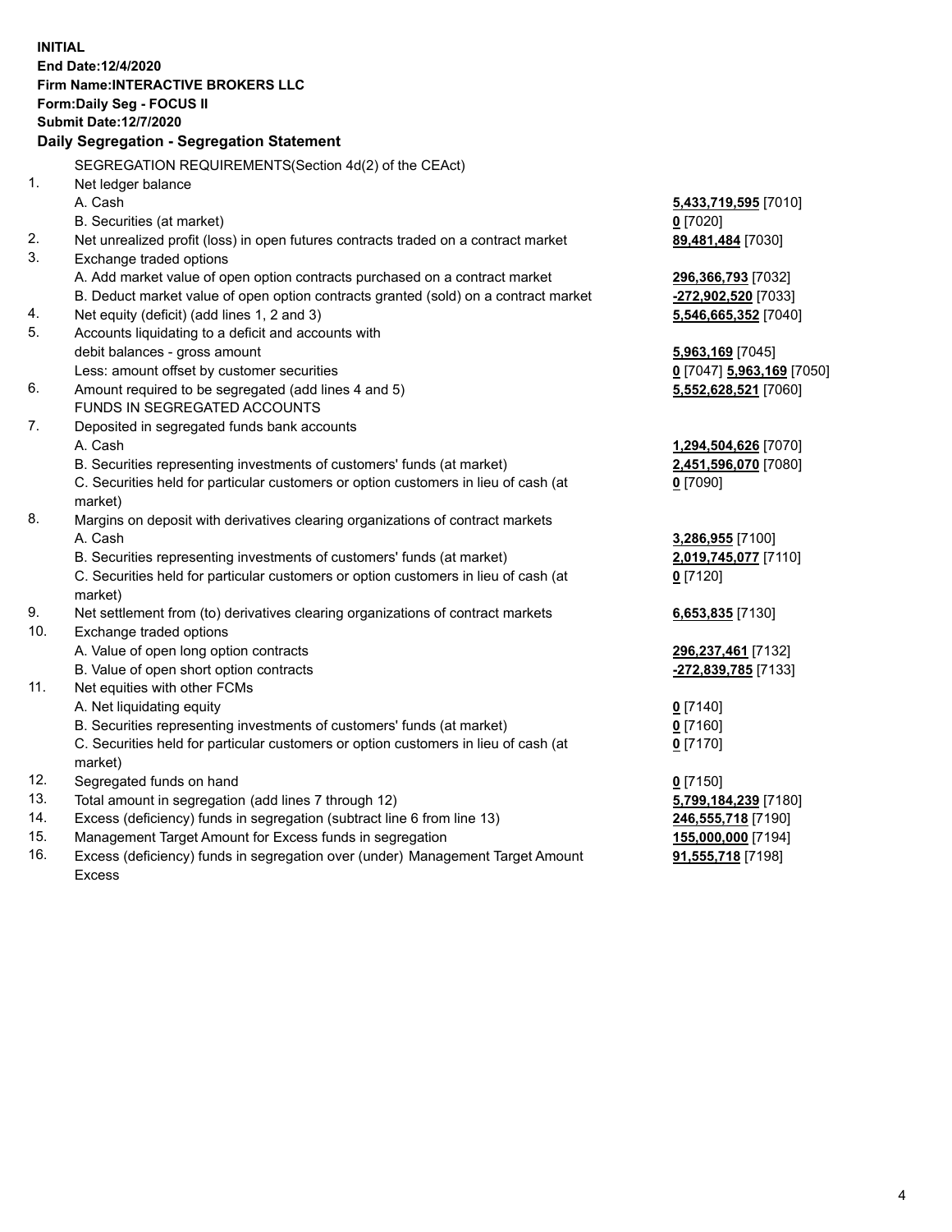**INITIAL**
**End Date:12/4/2020**
**Firm Name:INTERACTIVE BROKERS LLC**
**Form:Daily Seg - FOCUS II**
**Submit Date:12/7/2020**

### Daily Segregation - Segregation Statement

SEGREGATION REQUIREMENTS(Section 4d(2) of the CEAct)

| | | |
|---|---|---|
| 1. | Net ledger balance | |
| | A. Cash | **5,433,719,595** [7010] |
| | B. Securities (at market) | **0** [7020] |
| 2. | Net unrealized profit (loss) in open futures contracts traded on a contract market | **89,481,484** [7030] |
| 3. | Exchange traded options | |
| | A. Add market value of open option contracts purchased on a contract market | **296,366,793** [7032] |
| | B. Deduct market value of open option contracts granted (sold) on a contract market | **-272,902,520** [7033] |
| 4. | Net equity (deficit) (add lines 1, 2 and 3) | **5,546,665,352** [7040] |
| 5. | Accounts liquidating to a deficit and accounts with | |
| | debit balances - gross amount | **5,963,169** [7045] |
| | Less: amount offset by customer securities | **0** [7047] **5,963,169** [7050] |
| 6. | Amount required to be segregated (add lines 4 and 5) | **5,552,628,521** [7060] |
| | FUNDS IN SEGREGATED ACCOUNTS | |
| 7. | Deposited in segregated funds bank accounts | |
| | A. Cash | **1,294,504,626** [7070] |
| | B. Securities representing investments of customers' funds (at market) | **2,451,596,070** [7080] |
| | C. Securities held for particular customers or option customers in lieu of cash (at market) | **0** [7090] |
| 8. | Margins on deposit with derivatives clearing organizations of contract markets | |
| | A. Cash | **3,286,955** [7100] |
| | B. Securities representing investments of customers' funds (at market) | **2,019,745,077** [7110] |
| | C. Securities held for particular customers or option customers in lieu of cash (at market) | **0** [7120] |
| 9. | Net settlement from (to) derivatives clearing organizations of contract markets | **6,653,835** [7130] |
| 10. | Exchange traded options | |
| | A. Value of open long option contracts | **296,237,461** [7132] |
| | B. Value of open short option contracts | **-272,839,785** [7133] |
| 11. | Net equities with other FCMs | |
| | A. Net liquidating equity | **0** [7140] |
| | B. Securities representing investments of customers' funds (at market) | **0** [7160] |
| | C. Securities held for particular customers or option customers in lieu of cash (at market) | **0** [7170] |
| 12. | Segregated funds on hand | **0** [7150] |
| 13. | Total amount in segregation (add lines 7 through 12) | **5,799,184,239** [7180] |
| 14. | Excess (deficiency) funds in segregation (subtract line 6 from line 13) | **246,555,718** [7190] |
| 15. | Management Target Amount for Excess funds in segregation | **155,000,000** [7194] |
| 16. | Excess (deficiency) funds in segregation over (under) Management Target Amount Excess | **91,555,718** [7198] |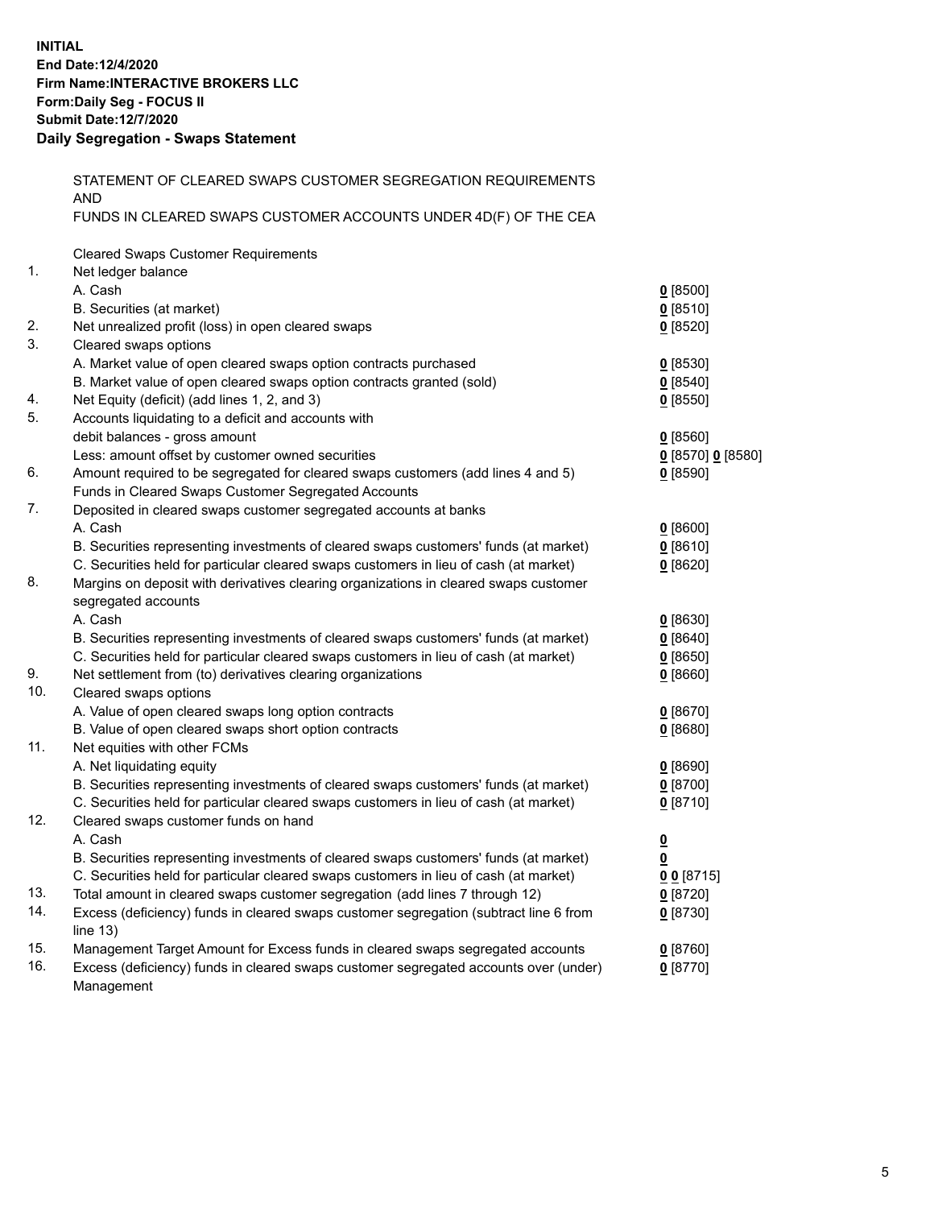**INITIAL**
**End Date:12/4/2020**
**Firm Name:INTERACTIVE BROKERS LLC**
**Form:Daily Seg - FOCUS II**
**Submit Date:12/7/2020**
**Daily Segregation - Swaps Statement**

STATEMENT OF CLEARED SWAPS CUSTOMER SEGREGATION REQUIREMENTS AND FUNDS IN CLEARED SWAPS CUSTOMER ACCOUNTS UNDER 4D(F) OF THE CEA

| | | |
|---|---|---|
| | Cleared Swaps Customer Requirements | |
| 1. | Net ledger balance | |
| | A. Cash | 0 [8500] |
| | B. Securities (at market) | 0 [8510] |
| 2. | Net unrealized profit (loss) in open cleared swaps | 0 [8520] |
| 3. | Cleared swaps options | |
| | A. Market value of open cleared swaps option contracts purchased | 0 [8530] |
| | B. Market value of open cleared swaps option contracts granted (sold) | 0 [8540] |
| 4. | Net Equity (deficit) (add lines 1, 2, and 3) | 0 [8550] |
| 5. | Accounts liquidating to a deficit and accounts with debit balances - gross amount | 0 [8560] |
| | Less: amount offset by customer owned securities | 0 [8570] 0 [8580] |
| 6. | Amount required to be segregated for cleared swaps customers (add lines 4 and 5) | 0 [8590] |
| | Funds in Cleared Swaps Customer Segregated Accounts | |
| 7. | Deposited in cleared swaps customer segregated accounts at banks | |
| | A. Cash | 0 [8600] |
| | B. Securities representing investments of cleared swaps customers' funds (at market) | 0 [8610] |
| | C. Securities held for particular cleared swaps customers in lieu of cash (at market) | 0 [8620] |
| 8. | Margins on deposit with derivatives clearing organizations in cleared swaps customer segregated accounts | |
| | A. Cash | 0 [8630] |
| | B. Securities representing investments of cleared swaps customers' funds (at market) | 0 [8640] |
| | C. Securities held for particular cleared swaps customers in lieu of cash (at market) | 0 [8650] |
| 9. | Net settlement from (to) derivatives clearing organizations | 0 [8660] |
| 10. | Cleared swaps options | |
| | A. Value of open cleared swaps long option contracts | 0 [8670] |
| | B. Value of open cleared swaps short option contracts | 0 [8680] |
| 11. | Net equities with other FCMs | |
| | A. Net liquidating equity | 0 [8690] |
| | B. Securities representing investments of cleared swaps customers' funds (at market) | 0 [8700] |
| | C. Securities held for particular cleared swaps customers in lieu of cash (at market) | 0 [8710] |
| 12. | Cleared swaps customer funds on hand | |
| | A. Cash | 0 |
| | B. Securities representing investments of cleared swaps customers' funds (at market) | 0 |
| | C. Securities held for particular cleared swaps customers in lieu of cash (at market) | 0 0 [8715] |
| 13. | Total amount in cleared swaps customer segregation (add lines 7 through 12) | 0 [8720] |
| 14. | Excess (deficiency) funds in cleared swaps customer segregation (subtract line 6 from line 13) | 0 [8730] |
| 15. | Management Target Amount for Excess funds in cleared swaps segregated accounts | 0 [8760] |
| 16. | Excess (deficiency) funds in cleared swaps customer segregated accounts over (under) Management | 0 [8770] |